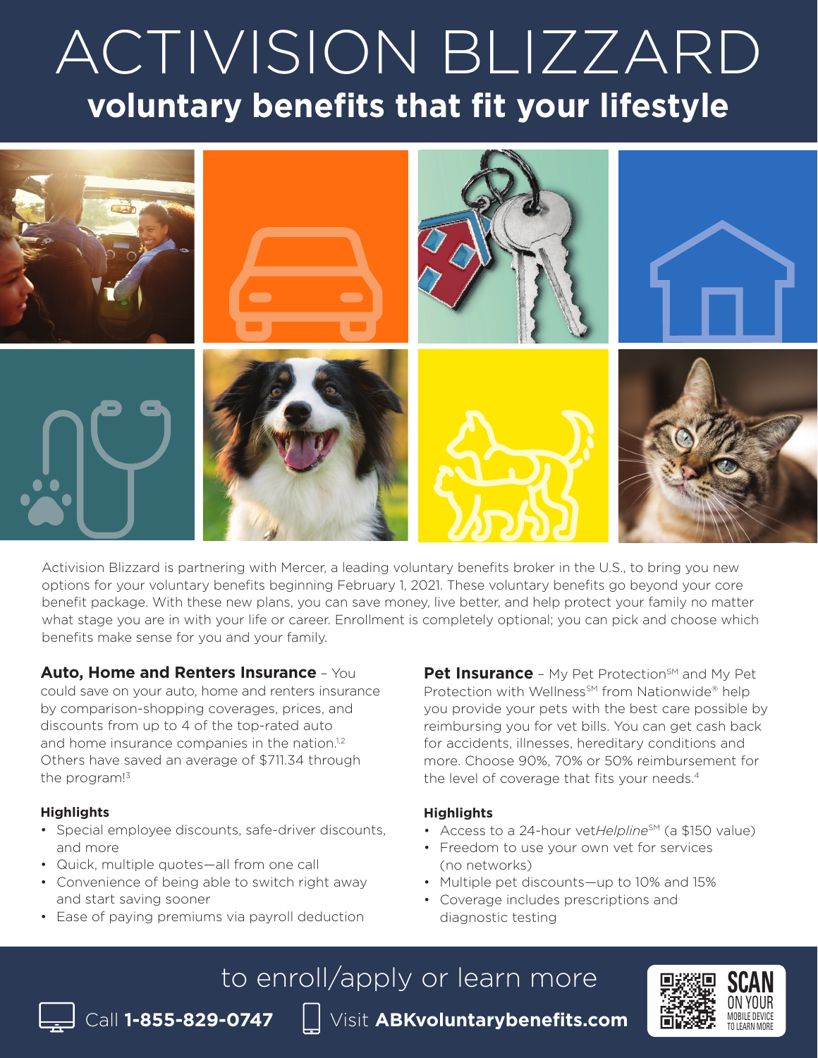# ACTIVISION BLIZZARD

## voluntary benefits that fit your lifestyle

Activision Blizzard is partnering with Mercer, a leading voluntary benefits broker in the U.S., to bring you new options for your voluntary benefits beginning February 1, 2021. These voluntary benefits go beyond your core benefit package. With these new plans, you can save money, live better, and help protect your family no matter what stage you are in with your life or career. Enrollment is completely optional; you can pick and choose which benefits make sense for you and your family.

**Auto, Home and Renters Insurance** – You could save on your auto, home and renters insurance by comparison-shopping coverages, prices, and discounts from up to 4 of the top-rated auto and home insurance companies in the nation.[1,2] Others have saved an average of $711.34 through the program![3]

**Highlights**

- Special employee discounts, safe-driver discounts, and more
- Quick, multiple quotes—all from one call
- Convenience of being able to switch right away and start saving sooner
- Ease of paying premiums via payroll deduction

**Pet Insurance** – My Pet Protection℠ and My Pet Protection with Wellness℠ from Nationwide® help you provide your pets with the best care possible by reimbursing you for vet bills. You can get cash back for accidents, illnesses, hereditary conditions and more. Choose 90%, 70% or 50% reimbursement for the level of coverage that fits your needs.[4]

**Highlights**

- Access to a 24-hour vet*Helpline*℠ (a $150 value)
- Freedom to use your own vet for services (no networks)
- Multiple pet discounts—up to 10% and 15%
- Coverage includes prescriptions and diagnostic testing

## to enroll/apply or learn more

Call **1-855-829-0747**  Visit **ABKvoluntarybenefits.com**

SCAN ON YOUR MOBILE DEVICE TO LEARN MORE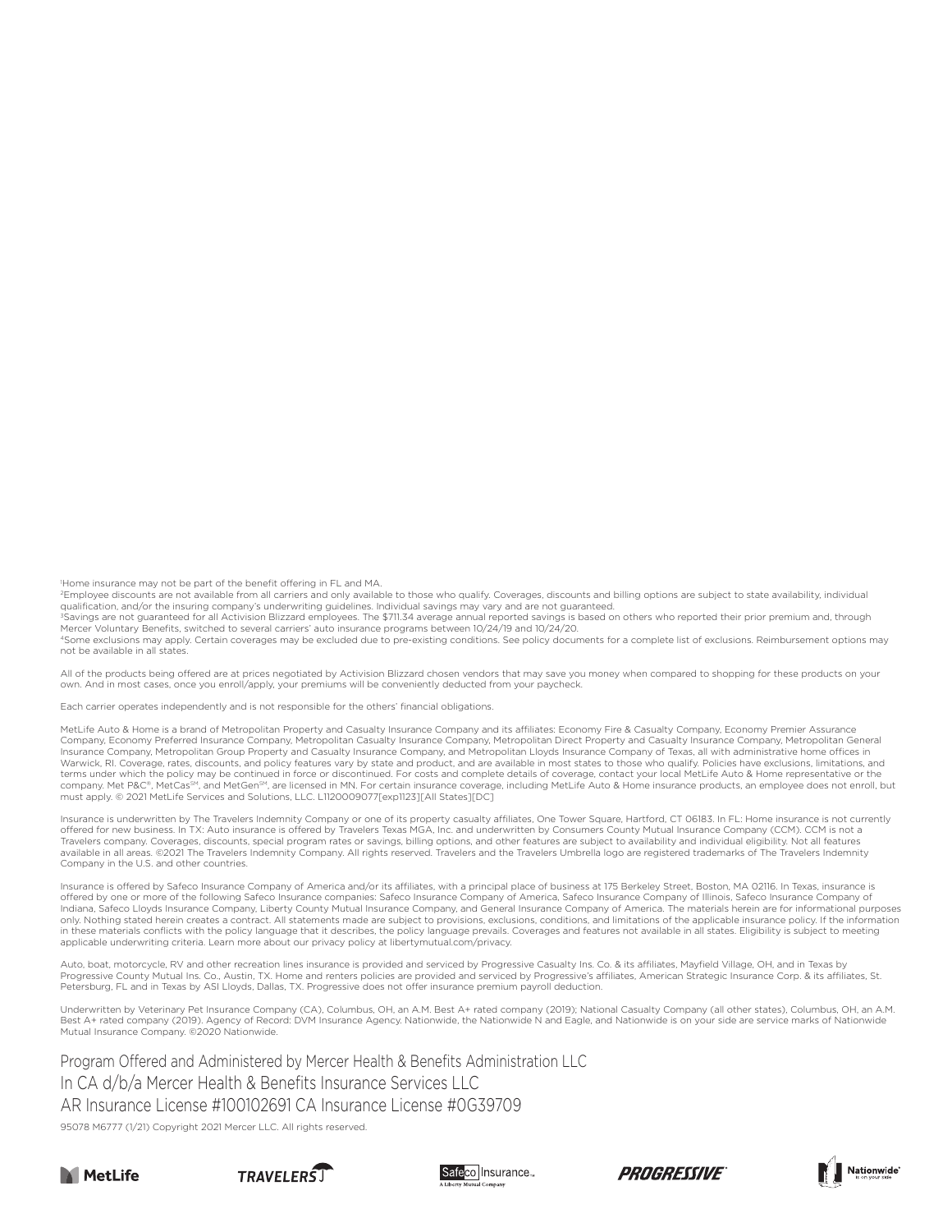[1]Home insurance may not be part of the benefit offering in FL and MA.

[2]Employee discounts are not available from all carriers and only available to those who qualify. Coverages, discounts and billing options are subject to state availability, individual qualification, and/or the insuring company's underwriting guidelines. Individual savings may vary and are not guaranteed.

[3]Savings are not guaranteed for all Activision Blizzard employees. The $711.34 average annual reported savings is based on others who reported their prior premium and, through Mercer Voluntary Benefits, switched to several carriers' auto insurance programs between 10/24/19 and 10/24/20.

[4]Some exclusions may apply. Certain coverages may be excluded due to pre-existing conditions. See policy documents for a complete list of exclusions. Reimbursement options may not be available in all states.

All of the products being offered are at prices negotiated by Activision Blizzard chosen vendors that may save you money when compared to shopping for these products on your own. And in most cases, once you enroll/apply, your premiums will be conveniently deducted from your paycheck.

Each carrier operates independently and is not responsible for the others' financial obligations.

MetLife Auto & Home is a brand of Metropolitan Property and Casualty Insurance Company and its affiliates: Economy Fire & Casualty Company, Economy Premier Assurance Company, Economy Preferred Insurance Company, Metropolitan Casualty Insurance Company, Metropolitan Direct Property and Casualty Insurance Company, Metropolitan General Insurance Company, Metropolitan Group Property and Casualty Insurance Company, and Metropolitan Lloyds Insurance Company of Texas, all with administrative home offices in Warwick, RI. Coverage, rates, discounts, and policy features vary by state and product, and are available in most states to those who qualify. Policies have exclusions, limitations, and terms under which the policy may be continued in force or discontinued. For costs and complete details of coverage, contact your local MetLife Auto & Home representative or the company. Met P&C®, MetCas℠, and MetGen℠, are licensed in MN. For certain insurance coverage, including MetLife Auto & Home insurance products, an employee does not enroll, but must apply. © 2021 MetLife Services and Solutions, LLC. L1120009077[exp1123][All States][DC]

Insurance is underwritten by The Travelers Indemnity Company or one of its property casualty affiliates, One Tower Square, Hartford, CT 06183. In FL: Home insurance is not currently offered for new business. In TX: Auto insurance is offered by Travelers Texas MGA, Inc. and underwritten by Consumers County Mutual Insurance Company (CCM). CCM is not a Travelers company. Coverages, discounts, special program rates or savings, billing options, and other features are subject to availability and individual eligibility. Not all features available in all areas. ©2021 The Travelers Indemnity Company. All rights reserved. Travelers and the Travelers Umbrella logo are registered trademarks of The Travelers Indemnity Company in the U.S. and other countries.

Insurance is offered by Safeco Insurance Company of America and/or its affiliates, with a principal place of business at 175 Berkeley Street, Boston, MA 02116. In Texas, insurance is offered by one or more of the following Safeco Insurance companies: Safeco Insurance Company of America, Safeco Insurance Company of Illinois, Safeco Insurance Company of Indiana, Safeco Lloyds Insurance Company, Liberty County Mutual Insurance Company, and General Insurance Company of America. The materials herein are for informational purposes only. Nothing stated herein creates a contract. All statements made are subject to provisions, exclusions, conditions, and limitations of the applicable insurance policy. If the information in these materials conflicts with the policy language that it describes, the policy language prevails. Coverages and features not available in all states. Eligibility is subject to meeting applicable underwriting criteria. Learn more about our privacy policy at libertymutual.com/privacy.

Auto, boat, motorcycle, RV and other recreation lines insurance is provided and serviced by Progressive Casualty Ins. Co. & its affiliates, Mayfield Village, OH, and in Texas by Progressive County Mutual Ins. Co., Austin, TX. Home and renters policies are provided and serviced by Progressive's affiliates, American Strategic Insurance Corp. & its affiliates, St. Petersburg, FL and in Texas by ASI Lloyds, Dallas, TX. Progressive does not offer insurance premium payroll deduction.

Underwritten by Veterinary Pet Insurance Company (CA), Columbus, OH, an A.M. Best A+ rated company (2019); National Casualty Company (all other states), Columbus, OH, an A.M. Best A+ rated company (2019). Agency of Record: DVM Insurance Agency. Nationwide, the Nationwide N and Eagle, and Nationwide is on your side are service marks of Nationwide Mutual Insurance Company. ©2020 Nationwide.

Program Offered and Administered by Mercer Health & Benefits Administration LLC
In CA d/b/a Mercer Health & Benefits Insurance Services LLC
AR Insurance License #100102691 CA Insurance License #0G39709

95078 M6777 (1/21) Copyright 2021 Mercer LLC. All rights reserved.

MetLife TRAVELERS Safeco Insurance A Liberty Mutual Company PROGRESSIVE Nationwide is on your side